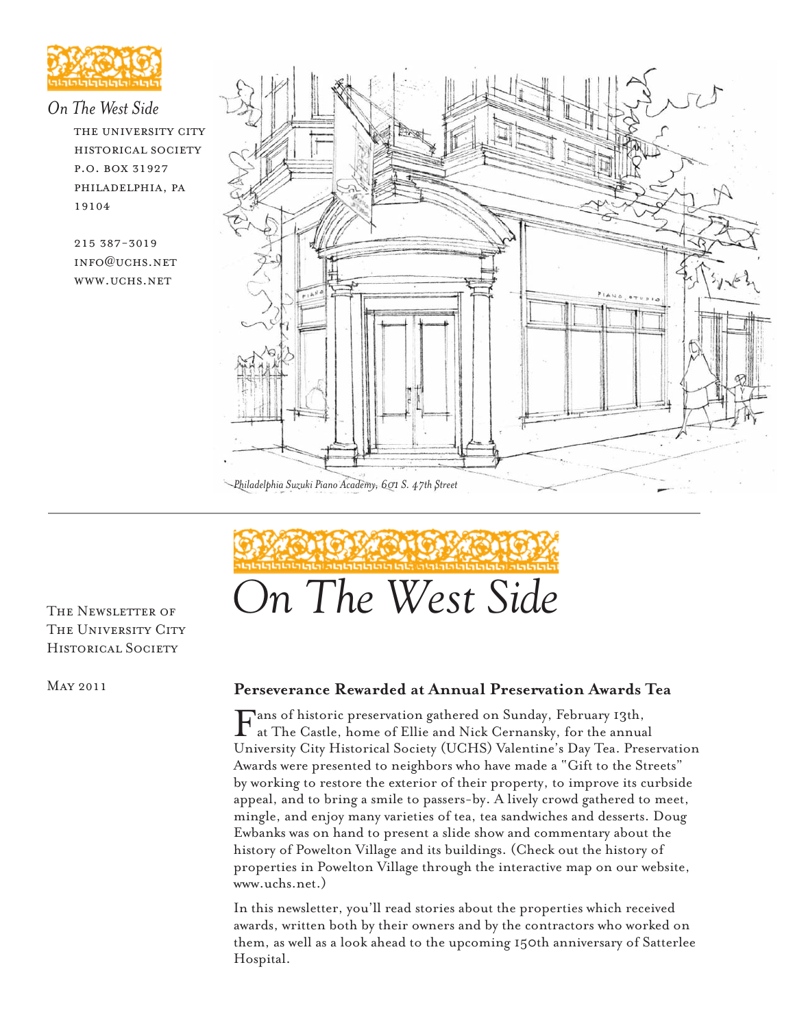*On The West Side*

THE UNIVERSITY CITY HISTORICAL SOCIETY
P.O. BOX 31927
PHILADELPHIA, PA 19104

215 387-3019
INFO@UCHS.NET
WWW.UCHS.NET

*Philadelphia Suzuki Piano Academy, 601 S. 47th Street*

# On The West Side

THE NEWSLETTER OF THE UNIVERSITY CITY HISTORICAL SOCIETY

MAY 2011

## Perseverance Rewarded at Annual Preservation Awards Tea

Fans of historic preservation gathered on Sunday, February 13th, at The Castle, home of Ellie and Nick Cernansky, for the annual University City Historical Society (UCHS) Valentine's Day Tea. Preservation Awards were presented to neighbors who have made a "Gift to the Streets" by working to restore the exterior of their property, to improve its curbside appeal, and to bring a smile to passers-by. A lively crowd gathered to meet, mingle, and enjoy many varieties of tea, tea sandwiches and desserts. Doug Ewbanks was on hand to present a slide show and commentary about the history of Powelton Village and its buildings. (Check out the history of properties in Powelton Village through the interactive map on our website, www.uchs.net.)

In this newsletter, you'll read stories about the properties which received awards, written both by their owners and by the contractors who worked on them, as well as a look ahead to the upcoming 150th anniversary of Satterlee Hospital.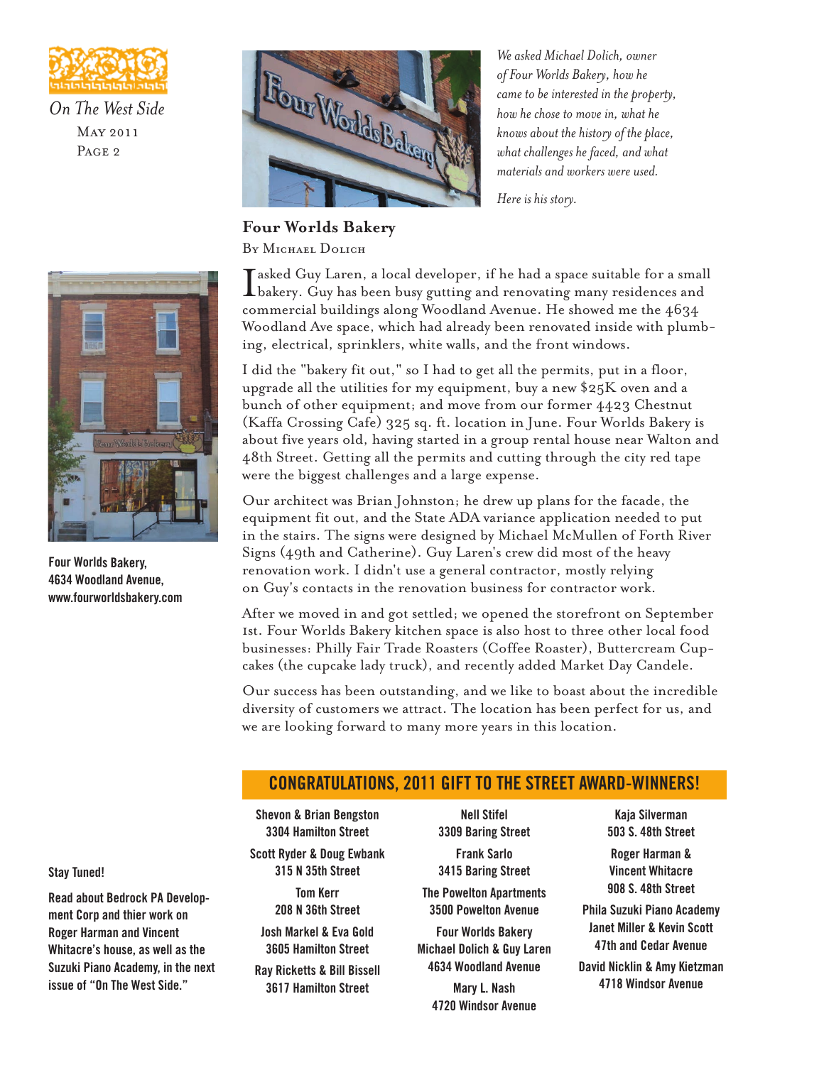We asked Michael Dolich, owner of Four Worlds Bakery, how he came to be interested in the property, how he chose to move in, what he knows about the history of the place, what challenges he faced, and what materials and workers were used.

Here is his story.

## Four Worlds Bakery

By Michael Dolich

I asked Guy Laren, a local developer, if he had a space suitable for a small bakery. Guy has been busy gutting and renovating many residences and commercial buildings along Woodland Avenue. He showed me the 4634 Woodland Ave space, which had already been renovated inside with plumbing, electrical, sprinklers, white walls, and the front windows.

I did the "bakery fit out," so I had to get all the permits, put in a floor, upgrade all the utilities for my equipment, buy a new $25K oven and a bunch of other equipment; and move from our former 4423 Chestnut (Kaffa Crossing Cafe) 325 sq. ft. location in June. Four Worlds Bakery is about five years old, having started in a group rental house near Walton and 48th Street. Getting all the permits and cutting through the city red tape were the biggest challenges and a large expense.

Our architect was Brian Johnston; he drew up plans for the facade, the equipment fit out, and the State ADA variance application needed to put in the stairs. The signs were designed by Michael McMullen of Forth River Signs (49th and Catherine). Guy Laren's crew did most of the heavy renovation work. I didn't use a general contractor, mostly relying on Guy's contacts in the renovation business for contractor work.

After we moved in and got settled; we opened the storefront on September 1st. Four Worlds Bakery kitchen space is also host to three other local food businesses: Philly Fair Trade Roasters (Coffee Roaster), Buttercream Cupcakes (the cupcake lady truck), and recently added Market Day Candele.

Our success has been outstanding, and we like to boast about the incredible diversity of customers we attract. The location has been perfect for us, and we are looking forward to many more years in this location.

**Four Worlds Bakery, 4634 Woodland Avenue, www.fourworldsbakery.com**

## CONGRATULATIONS, 2011 GIFT TO THE STREET AWARD-WINNERS!

**Shevon & Brian Bengston**
**3304 Hamilton Street**

**Scott Ryder & Doug Ewbank**
**315 N 35th Street**

**Tom Kerr**
**208 N 36th Street**

**Josh Markel & Eva Gold**
**3605 Hamilton Street**

**Ray Ricketts & Bill Bissell**
**3617 Hamilton Street**

**Nell Stifel**
**3309 Baring Street**

**Frank Sarlo**
**3415 Baring Street**

**The Powelton Apartments**
**3500 Powelton Avenue**

**Four Worlds Bakery**
**Michael Dolich & Guy Laren**
**4634 Woodland Avenue**

**Mary L. Nash**
**4720 Windsor Avenue**

**Kaja Silverman**
**503 S. 48th Street**

**Roger Harman & Vincent Whitacre**
**908 S. 48th Street**

**Phila Suzuki Piano Academy**
**Janet Miller & Kevin Scott**
**47th and Cedar Avenue**

**David Nicklin & Amy Kietzman**
**4718 Windsor Avenue**

**Stay Tuned!**

**Read about Bedrock PA Development Corp and thier work on Roger Harman and Vincent Whitacre's house, as well as the Suzuki Piano Academy, in the next issue of "On The West Side."**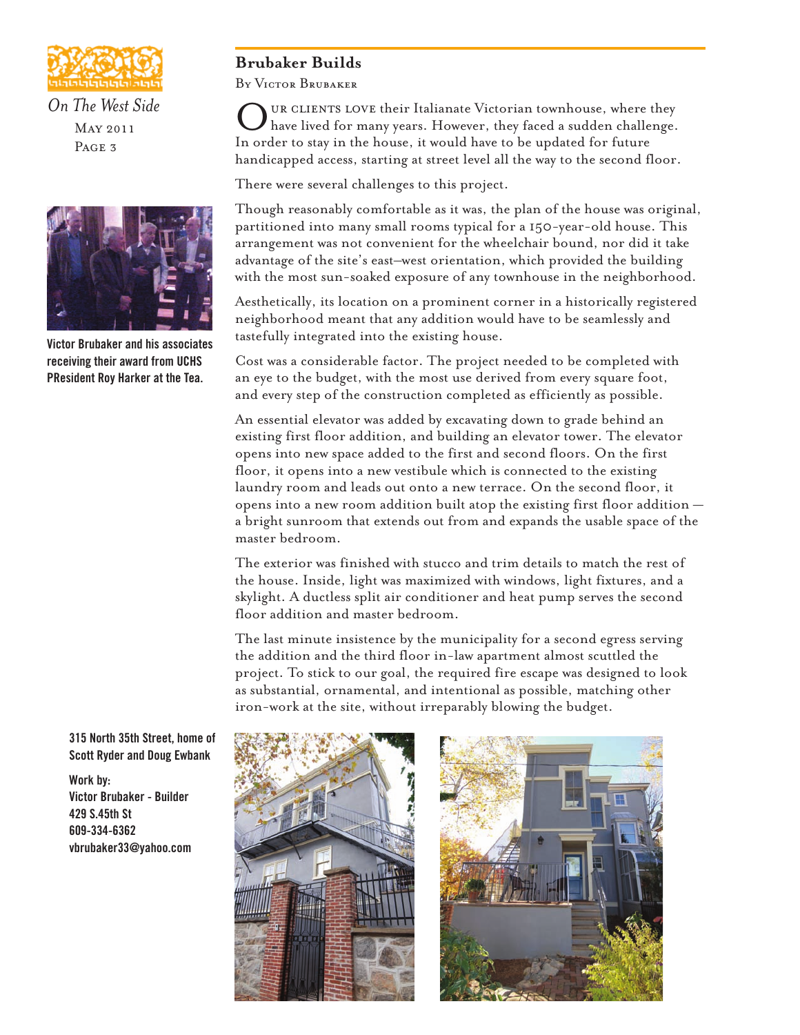## Brubaker Builds

By Victor Brubaker

Our clients love their Italianate Victorian townhouse, where they have lived for many years. However, they faced a sudden challenge. In order to stay in the house, it would have to be updated for future handicapped access, starting at street level all the way to the second floor.

There were several challenges to this project.

Though reasonably comfortable as it was, the plan of the house was original, partitioned into many small rooms typical for a 150-year-old house. This arrangement was not convenient for the wheelchair bound, nor did it take advantage of the site's east–west orientation, which provided the building with the most sun-soaked exposure of any townhouse in the neighborhood.

Aesthetically, its location on a prominent corner in a historically registered neighborhood meant that any addition would have to be seamlessly and tastefully integrated into the existing house.

Cost was a considerable factor. The project needed to be completed with an eye to the budget, with the most use derived from every square foot, and every step of the construction completed as efficiently as possible.

An essential elevator was added by excavating down to grade behind an existing first floor addition, and building an elevator tower. The elevator opens into new space added to the first and second floors. On the first floor, it opens into a new vestibule which is connected to the existing laundry room and leads out onto a new terrace. On the second floor, it opens into a new room addition built atop the existing first floor addition — a bright sunroom that extends out from and expands the usable space of the master bedroom.

The exterior was finished with stucco and trim details to match the rest of the house. Inside, light was maximized with windows, light fixtures, and a skylight. A ductless split air conditioner and heat pump serves the second floor addition and master bedroom.

The last minute insistence by the municipality for a second egress serving the addition and the third floor in-law apartment almost scuttled the project. To stick to our goal, the required fire escape was designed to look as substantial, ornamental, and intentional as possible, matching other iron-work at the site, without irreparably blowing the budget.

**Victor Brubaker and his associates receiving their award from UCHS PResident Roy Harker at the Tea.**

**315 North 35th Street, home of Scott Ryder and Doug Ewbank**

**Work by:**
**Victor Brubaker - Builder**
**429 S.45th St**
**609-334-6362**
**vbrubaker33@yahoo.com**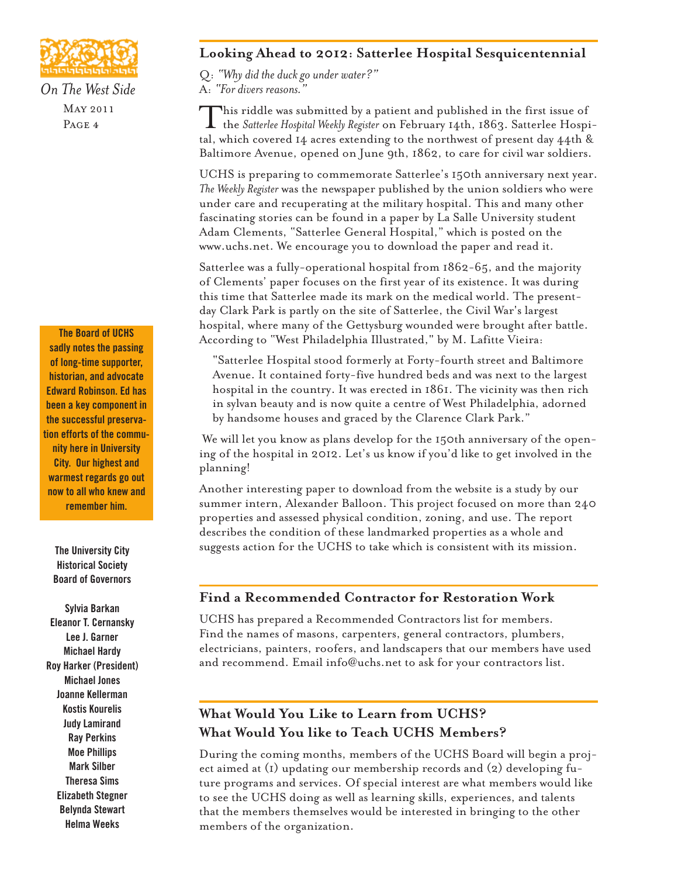## Looking Ahead to 2012: Satterlee Hospital Sesquicentennial

Q: *"Why did the duck go under water?"*
A: *"For divers reasons."*

This riddle was submitted by a patient and published in the first issue of the *Satterlee Hospital Weekly Register* on February 14th, 1863. Satterlee Hospital, which covered 14 acres extending to the northwest of present day 44th & Baltimore Avenue, opened on June 9th, 1862, to care for civil war soldiers.

UCHS is preparing to commemorate Satterlee's 150th anniversary next year. *The Weekly Register* was the newspaper published by the union soldiers who were under care and recuperating at the military hospital. This and many other fascinating stories can be found in a paper by La Salle University student Adam Clements, "Satterlee General Hospital," which is posted on the www.uchs.net. We encourage you to download the paper and read it.

Satterlee was a fully-operational hospital from 1862-65, and the majority of Clements' paper focuses on the first year of its existence. It was during this time that Satterlee made its mark on the medical world. The present-day Clark Park is partly on the site of Satterlee, the Civil War's largest hospital, where many of the Gettysburg wounded were brought after battle. According to "West Philadelphia Illustrated," by M. Lafitte Vieira:

> "Satterlee Hospital stood formerly at Forty-fourth street and Baltimore Avenue. It contained forty-five hundred beds and was next to the largest hospital in the country. It was erected in 1861. The vicinity was then rich in sylvan beauty and is now quite a centre of West Philadelphia, adorned by handsome houses and graced by the Clarence Clark Park."

We will let you know as plans develop for the 150th anniversary of the opening of the hospital in 2012. Let's us know if you'd like to get involved in the planning!

Another interesting paper to download from the website is a study by our summer intern, Alexander Balloon. This project focused on more than 240 properties and assessed physical condition, zoning, and use. The report describes the condition of these landmarked properties as a whole and suggests action for the UCHS to take which is consistent with its mission.

## Find a Recommended Contractor for Restoration Work

UCHS has prepared a Recommended Contractors list for members. Find the names of masons, carpenters, general contractors, plumbers, electricians, painters, roofers, and landscapers that our members have used and recommend. Email info@uchs.net to ask for your contractors list.

## What Would You Like to Learn from UCHS? What Would You like to Teach UCHS Members?

During the coming months, members of the UCHS Board will begin a project aimed at (1) updating our membership records and (2) developing future programs and services. Of special interest are what members would like to see the UCHS doing as well as learning skills, experiences, and talents that the members themselves would be interested in bringing to the other members of the organization.

**The Board of UCHS sadly notes the passing of long-time supporter, historian, and advocate Edward Robinson. Ed has been a key component in the successful preservation efforts of the community here in University City. Our highest and warmest regards go out now to all who knew and remember him.**

**The University City Historical Society Board of Governors**

Sylvia Barkan
Eleanor T. Cernansky
Lee J. Garner
Michael Hardy
Roy Harker (President)
Michael Jones
Joanne Kellerman
Kostis Kourelis
Judy Lamirand
Ray Perkins
Moe Phillips
Mark Silber
Theresa Sims
Elizabeth Stegner
Belynda Stewart
Helma Weeks